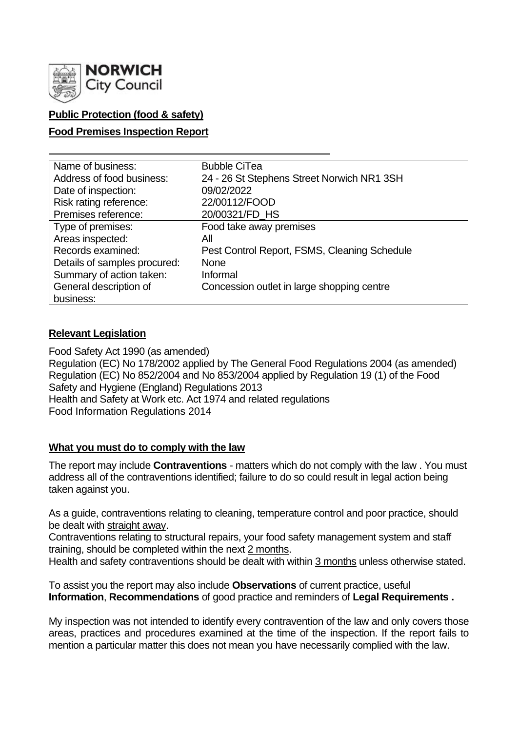**NORWICH City Council**

## Public Protection (food & safety)

## Food Premises Inspection Report

| | |
|---|---|
| Name of business: | Bubble CiTea |
| Address of food business: | 24 - 26 St Stephens Street Norwich NR1 3SH |
| Date of inspection: | 09/02/2022 |
| Risk rating reference: | 22/00112/FOOD |
| Premises reference: | 20/00321/FD_HS |
| Type of premises: | Food take away premises |
| Areas inspected: | All |
| Records examined: | Pest Control Report, FSMS, Cleaning Schedule |
| Details of samples procured: | None |
| Summary of action taken: | Informal |
| General description of business: | Concession outlet in large shopping centre |

## Relevant Legislation

Food Safety Act 1990 (as amended)
Regulation (EC) No 178/2002 applied by The General Food Regulations 2004 (as amended)
Regulation (EC) No 852/2004 and No 853/2004 applied by Regulation 19 (1) of the Food Safety and Hygiene (England) Regulations 2013
Health and Safety at Work etc. Act 1974 and related regulations
Food Information Regulations 2014

## What you must do to comply with the law

The report may include **Contraventions** - matters which do not comply with the law . You must address all of the contraventions identified; failure to do so could result in legal action being taken against you.

As a guide, contraventions relating to cleaning, temperature control and poor practice, should be dealt with straight away.
Contraventions relating to structural repairs, your food safety management system and staff training, should be completed within the next 2 months.
Health and safety contraventions should be dealt with within 3 months unless otherwise stated.

To assist you the report may also include **Observations** of current practice, useful **Information**, **Recommendations** of good practice and reminders of **Legal Requirements .**

My inspection was not intended to identify every contravention of the law and only covers those areas, practices and procedures examined at the time of the inspection. If the report fails to mention a particular matter this does not mean you have necessarily complied with the law.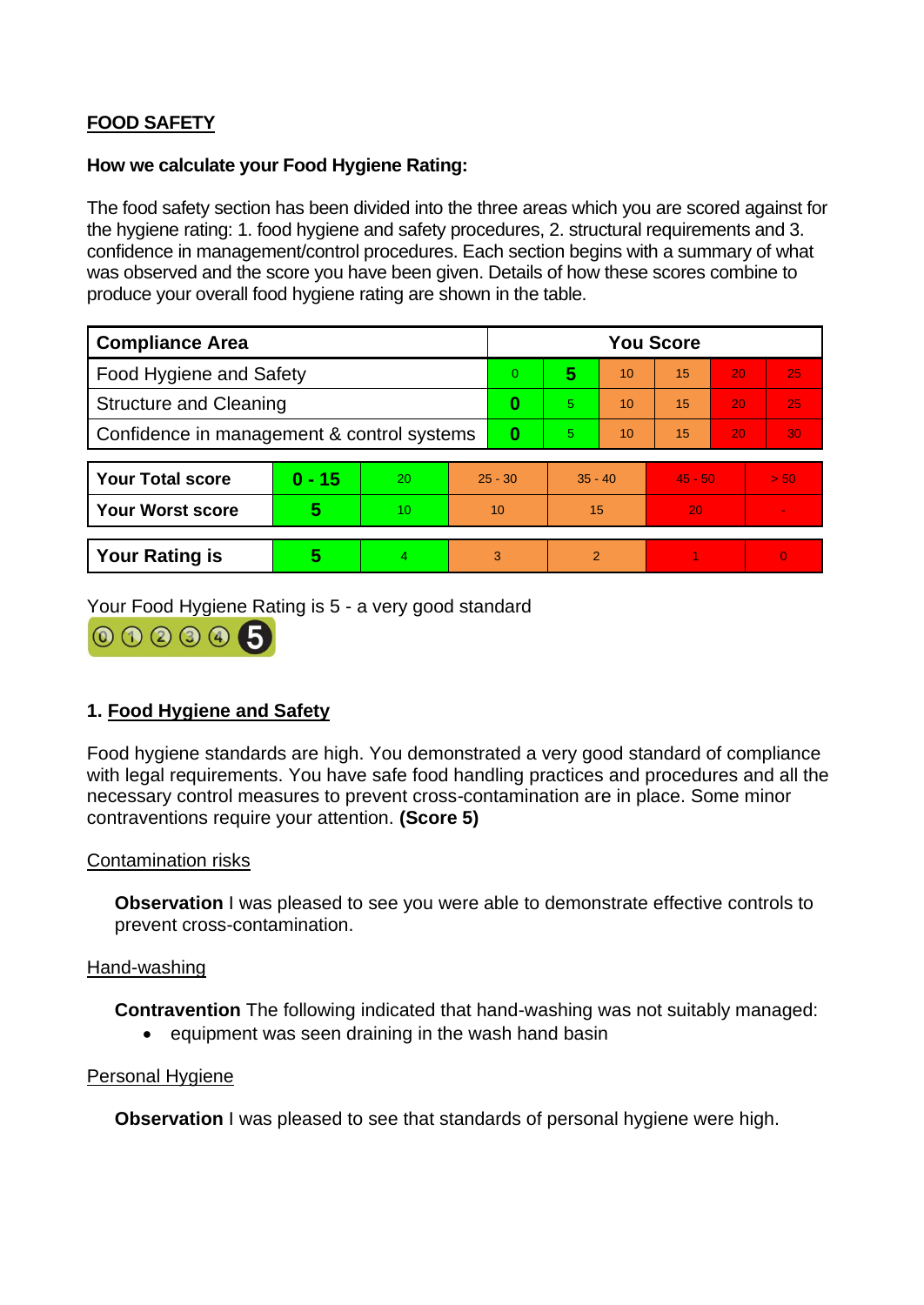## FOOD SAFETY

**How we calculate your Food Hygiene Rating:**

The food safety section has been divided into the three areas which you are scored against for the hygiene rating: 1. food hygiene and safety procedures, 2. structural requirements and 3. confidence in management/control procedures. Each section begins with a summary of what was observed and the score you have been given. Details of how these scores combine to produce your overall food hygiene rating are shown in the table.

| Compliance Area | You Score | | | | | |
|---|---|---|---|---|---|---|
| Food Hygiene and Safety | 0 | **5** | 10 | 15 | 20 | 25 |
| Structure and Cleaning | **0** | 5 | 10 | 15 | 20 | 25 |
| Confidence in management & control systems | **0** | 5 | 10 | 15 | 20 | 30 |

| | | | | | | |
|---|---|---|---|---|---|---|
| **Your Total score** | **0 - 15** | 20 | 25 - 30 | 35 - 40 | 45 - 50 | > 50 |
| **Your Worst score** | **5** | 10 | 10 | 15 | 20 | - |

| | | | | | | |
|---|---|---|---|---|---|---|
| **Your Rating is** | **5** | 4 | 3 | 2 | 1 | 0 |

Your Food Hygiene Rating is 5 - a very good standard

### 1. Food Hygiene and Safety

Food hygiene standards are high. You demonstrated a very good standard of compliance with legal requirements. You have safe food handling practices and procedures and all the necessary control measures to prevent cross-contamination are in place. Some minor contraventions require your attention. **(Score 5)**

Contamination risks

**Observation** I was pleased to see you were able to demonstrate effective controls to prevent cross-contamination.

Hand-washing

**Contravention** The following indicated that hand-washing was not suitably managed:

- equipment was seen draining in the wash hand basin

Personal Hygiene

**Observation** I was pleased to see that standards of personal hygiene were high.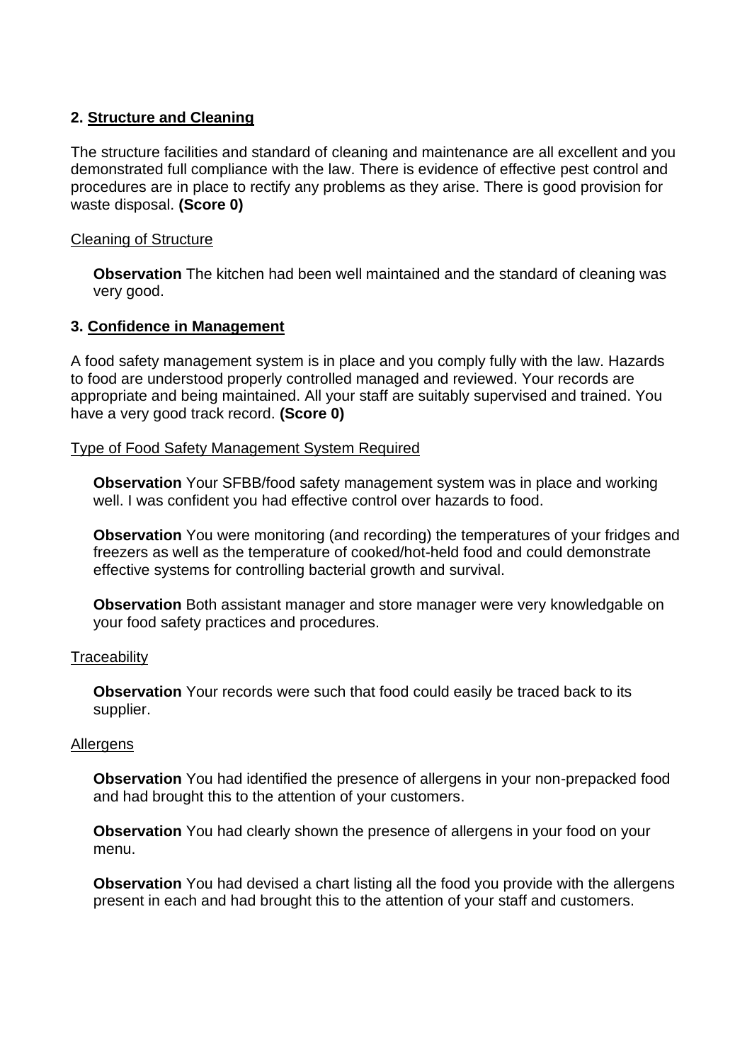## 2. Structure and Cleaning

The structure facilities and standard of cleaning and maintenance are all excellent and you demonstrated full compliance with the law. There is evidence of effective pest control and procedures are in place to rectify any problems as they arise. There is good provision for waste disposal. **(Score 0)**

### Cleaning of Structure

**Observation** The kitchen had been well maintained and the standard of cleaning was very good.

## 3. Confidence in Management

A food safety management system is in place and you comply fully with the law. Hazards to food are understood properly controlled managed and reviewed. Your records are appropriate and being maintained. All your staff are suitably supervised and trained. You have a very good track record. **(Score 0)**

### Type of Food Safety Management System Required

**Observation** Your SFBB/food safety management system was in place and working well. I was confident you had effective control over hazards to food.

**Observation** You were monitoring (and recording) the temperatures of your fridges and freezers as well as the temperature of cooked/hot-held food and could demonstrate effective systems for controlling bacterial growth and survival.

**Observation** Both assistant manager and store manager were very knowledgable on your food safety practices and procedures.

### Traceability

**Observation** Your records were such that food could easily be traced back to its supplier.

### Allergens

**Observation** You had identified the presence of allergens in your non-prepacked food and had brought this to the attention of your customers.

**Observation** You had clearly shown the presence of allergens in your food on your menu.

**Observation** You had devised a chart listing all the food you provide with the allergens present in each and had brought this to the attention of your staff and customers.